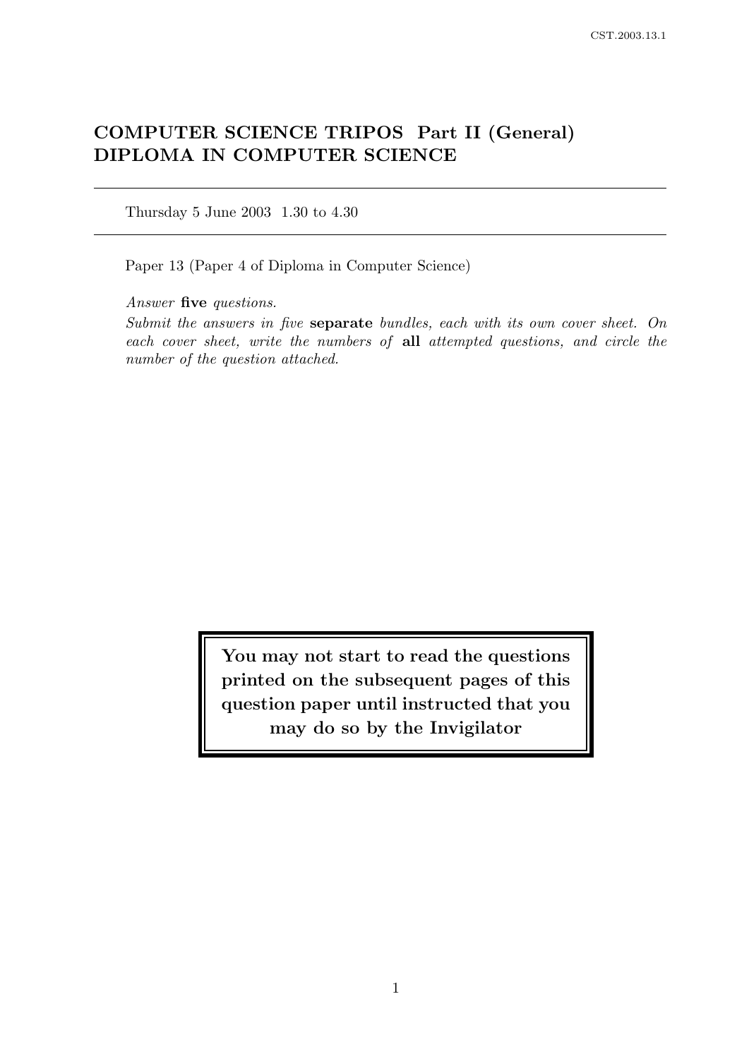# COMPUTER SCIENCE TRIPOS Part II (General)
# DIPLOMA IN COMPUTER SCIENCE

---

Thursday 5 June 2003 1.30 to 4.30

---

Paper 13 (Paper 4 of Diploma in Computer Science)

*Answer* **five** *questions.*

*Submit the answers in five* **separate** *bundles, each with its own cover sheet. On each cover sheet, write the numbers of* **all** *attempted questions, and circle the number of the question attached.*

**You may not start to read the questions printed on the subsequent pages of this question paper until instructed that you may do so by the Invigilator**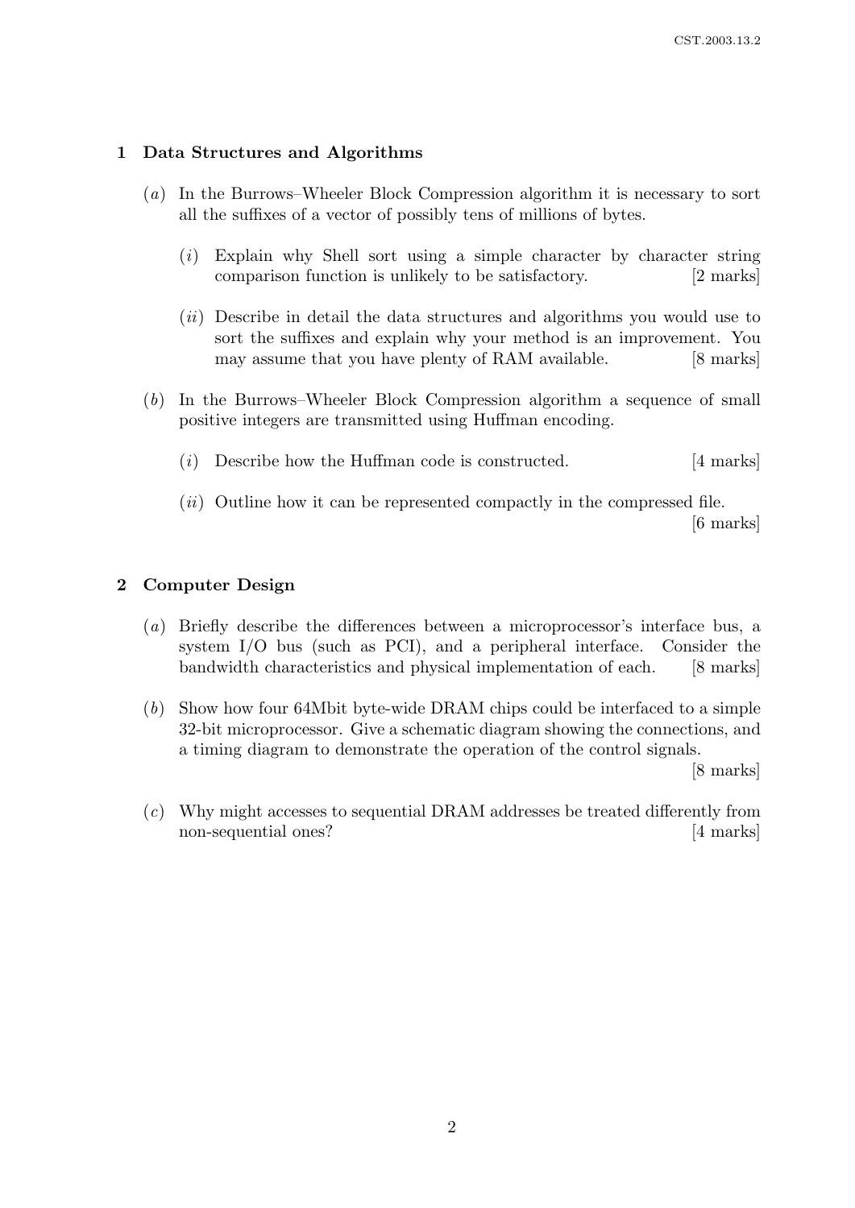## 1 Data Structures and Algorithms

(*a*) In the Burrows–Wheeler Block Compression algorithm it is necessary to sort all the suffixes of a vector of possibly tens of millions of bytes.

(*i*) Explain why Shell sort using a simple character by character string comparison function is unlikely to be satisfactory. [2 marks]

(*ii*) Describe in detail the data structures and algorithms you would use to sort the suffixes and explain why your method is an improvement. You may assume that you have plenty of RAM available. [8 marks]

(*b*) In the Burrows–Wheeler Block Compression algorithm a sequence of small positive integers are transmitted using Huffman encoding.

(*i*) Describe how the Huffman code is constructed. [4 marks]

(*ii*) Outline how it can be represented compactly in the compressed file. [6 marks]

## 2 Computer Design

(*a*) Briefly describe the differences between a microprocessor's interface bus, a system I/O bus (such as PCI), and a peripheral interface. Consider the bandwidth characteristics and physical implementation of each. [8 marks]

(*b*) Show how four 64Mbit byte-wide DRAM chips could be interfaced to a simple 32-bit microprocessor. Give a schematic diagram showing the connections, and a timing diagram to demonstrate the operation of the control signals. [8 marks]

(*c*) Why might accesses to sequential DRAM addresses be treated differently from non-sequential ones? [4 marks]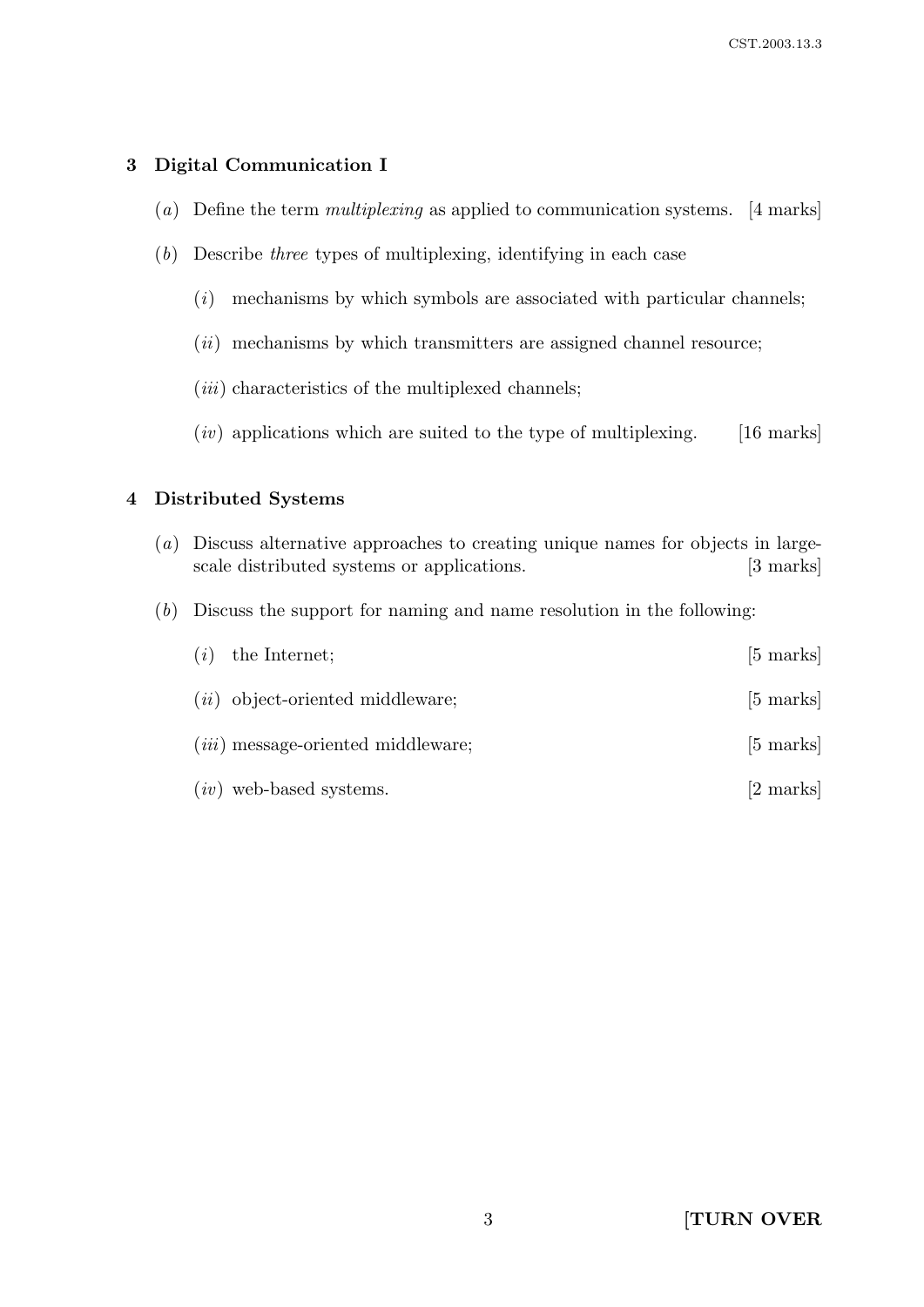## 3 Digital Communication I

(*a*) Define the term *multiplexing* as applied to communication systems. [4 marks]

(*b*) Describe *three* types of multiplexing, identifying in each case

(*i*) mechanisms by which symbols are associated with particular channels;

(*ii*) mechanisms by which transmitters are assigned channel resource;

(*iii*) characteristics of the multiplexed channels;

(*iv*) applications which are suited to the type of multiplexing. [16 marks]

## 4 Distributed Systems

(*a*) Discuss alternative approaches to creating unique names for objects in large-scale distributed systems or applications. [3 marks]

(*b*) Discuss the support for naming and name resolution in the following:

(*i*) the Internet; [5 marks]

(*ii*) object-oriented middleware; [5 marks]

(*iii*) message-oriented middleware; [5 marks]

(*iv*) web-based systems. [2 marks]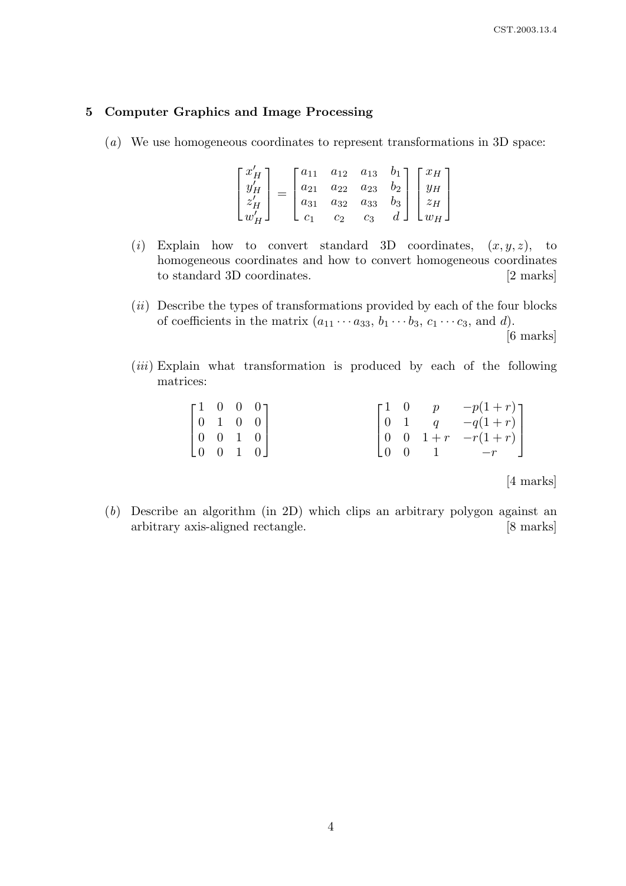## 5 Computer Graphics and Image Processing

(*a*) We use homogeneous coordinates to represent transformations in 3D space:

$$\begin{bmatrix} x'_H \\ y'_H \\ z'_H \\ w'_H \end{bmatrix} = \begin{bmatrix} a_{11} & a_{12} & a_{13} & b_1 \\ a_{21} & a_{22} & a_{23} & b_2 \\ a_{31} & a_{32} & a_{33} & b_3 \\ c_1 & c_2 & c_3 & d \end{bmatrix} \begin{bmatrix} x_H \\ y_H \\ z_H \\ w_H \end{bmatrix}$$

(*i*) Explain how to convert standard 3D coordinates, $(x, y, z)$, to homogeneous coordinates and how to convert homogeneous coordinates to standard 3D coordinates. [2 marks]

(*ii*) Describe the types of transformations provided by each of the four blocks of coefficients in the matrix ($a_{11} \cdots a_{33}$, $b_1 \cdots b_3$, $c_1 \cdots c_3$, and $d$). [6 marks]

(*iii*) Explain what transformation is produced by each of the following matrices:

$$\begin{bmatrix} 1 & 0 & 0 & 0 \\ 0 & 1 & 0 & 0 \\ 0 & 0 & 1 & 0 \\ 0 & 0 & 1 & 0 \end{bmatrix} \qquad\qquad \begin{bmatrix} 1 & 0 & p & -p(1+r) \\ 0 & 1 & q & -q(1+r) \\ 0 & 0 & 1+r & -r(1+r) \\ 0 & 0 & 1 & -r \end{bmatrix}$$

[4 marks]

(*b*) Describe an algorithm (in 2D) which clips an arbitrary polygon against an arbitrary axis-aligned rectangle. [8 marks]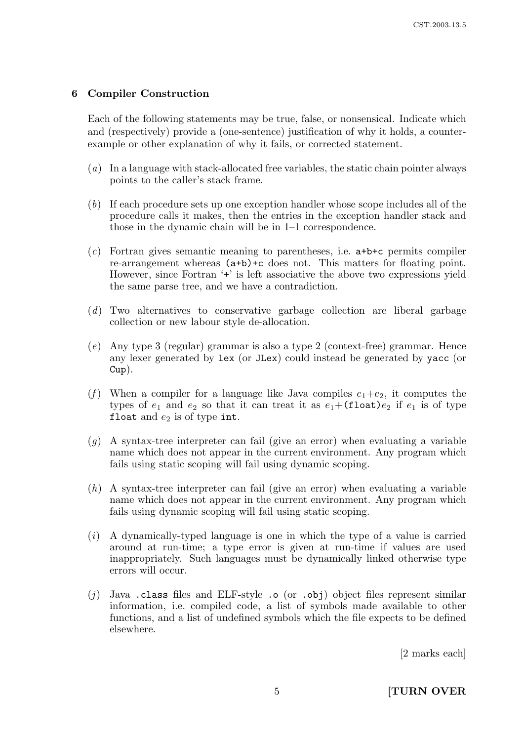## 6 Compiler Construction

Each of the following statements may be true, false, or nonsensical. Indicate which and (respectively) provide a (one-sentence) justification of why it holds, a counter-example or other explanation of why it fails, or corrected statement.

(*a*) In a language with stack-allocated free variables, the static chain pointer always points to the caller's stack frame.

(*b*) If each procedure sets up one exception handler whose scope includes all of the procedure calls it makes, then the entries in the exception handler stack and those in the dynamic chain will be in 1–1 correspondence.

(*c*) Fortran gives semantic meaning to parentheses, i.e. `a+b+c` permits compiler re-arrangement whereas `(a+b)+c` does not. This matters for floating point. However, since Fortran '`+`' is left associative the above two expressions yield the same parse tree, and we have a contradiction.

(*d*) Two alternatives to conservative garbage collection are liberal garbage collection or new labour style de-allocation.

(*e*) Any type 3 (regular) grammar is also a type 2 (context-free) grammar. Hence any lexer generated by `lex` (or `JLex`) could instead be generated by `yacc` (or `Cup`).

(*f*) When a compiler for a language like Java compiles $e_1$+$e_2$, it computes the types of $e_1$ and $e_2$ so that it can treat it as $e_1$+`(float)`$e_2$ if $e_1$ is of type `float` and $e_2$ is of type `int`.

(*g*) A syntax-tree interpreter can fail (give an error) when evaluating a variable name which does not appear in the current environment. Any program which fails using static scoping will fail using dynamic scoping.

(*h*) A syntax-tree interpreter can fail (give an error) when evaluating a variable name which does not appear in the current environment. Any program which fails using dynamic scoping will fail using static scoping.

(*i*) A dynamically-typed language is one in which the type of a value is carried around at run-time; a type error is given at run-time if values are used inappropriately. Such languages must be dynamically linked otherwise type errors will occur.

(*j*) Java `.class` files and ELF-style `.o` (or `.obj`) object files represent similar information, i.e. compiled code, a list of symbols made available to other functions, and a list of undefined symbols which the file expects to be defined elsewhere.

[2 marks each]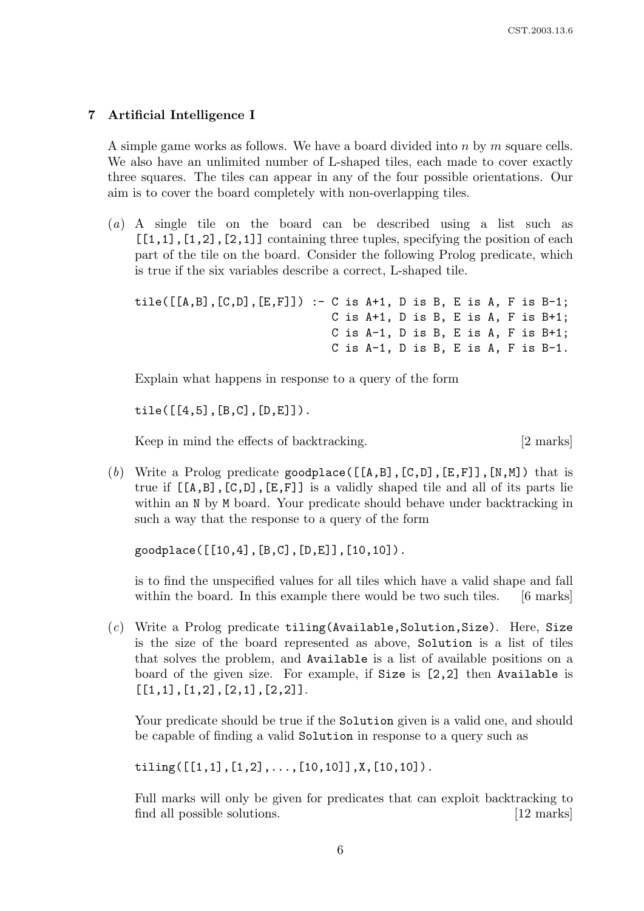## 7 Artificial Intelligence I

A simple game works as follows. We have a board divided into $n$ by $m$ square cells. We also have an unlimited number of L-shaped tiles, each made to cover exactly three squares. The tiles can appear in any of the four possible orientations. Our aim is to cover the board completely with non-overlapping tiles.

(*a*) A single tile on the board can be described using a list such as `[[1,1],[1,2],[2,1]]` containing three tuples, specifying the position of each part of the tile on the board. Consider the following Prolog predicate, which is true if the six variables describe a correct, L-shaped tile.

```
tile([[A,B],[C,D],[E,F]]) :- C is A+1, D is B, E is A, F is B-1;
                             C is A+1, D is B, E is A, F is B+1;
                             C is A-1, D is B, E is A, F is B+1;
                             C is A-1, D is B, E is A, F is B-1.
```

Explain what happens in response to a query of the form

```
tile([[4,5],[B,C],[D,E]]).
```

Keep in mind the effects of backtracking. [2 marks]

(*b*) Write a Prolog predicate `goodplace([[A,B],[C,D],[E,F]],[N,M])` that is true if `[[A,B],[C,D],[E,F]]` is a validly shaped tile and all of its parts lie within an `N` by `M` board. Your predicate should behave under backtracking in such a way that the response to a query of the form

```
goodplace([[10,4],[B,C],[D,E]],[10,10]).
```

is to find the unspecified values for all tiles which have a valid shape and fall within the board. In this example there would be two such tiles. [6 marks]

(*c*) Write a Prolog predicate `tiling(Available,Solution,Size)`. Here, `Size` is the size of the board represented as above, `Solution` is a list of tiles that solves the problem, and `Available` is a list of available positions on a board of the given size. For example, if `Size` is `[2,2]` then `Available` is `[[1,1],[1,2],[2,1],[2,2]]`.

Your predicate should be true if the `Solution` given is a valid one, and should be capable of finding a valid `Solution` in response to a query such as

```
tiling([[1,1],[1,2],...,[10,10]],X,[10,10]).
```

Full marks will only be given for predicates that can exploit backtracking to find all possible solutions. [12 marks]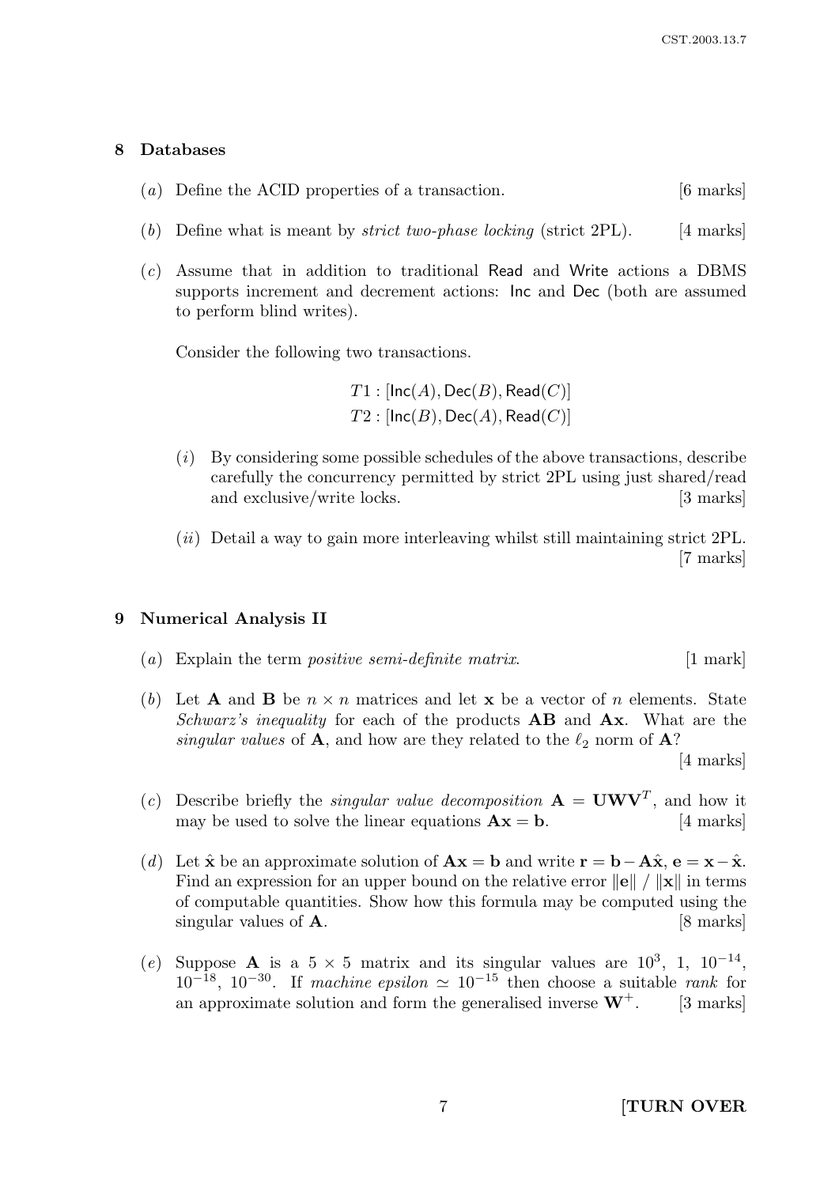## 8 Databases

(*a*) Define the ACID properties of a transaction. [6 marks]

(*b*) Define what is meant by *strict two-phase locking* (strict 2PL). [4 marks]

(*c*) Assume that in addition to traditional Read and Write actions a DBMS supports increment and decrement actions: Inc and Dec (both are assumed to perform blind writes).

Consider the following two transactions.

$$T1 : [\mathsf{Inc}(A), \mathsf{Dec}(B), \mathsf{Read}(C)]$$
$$T2 : [\mathsf{Inc}(B), \mathsf{Dec}(A), \mathsf{Read}(C)]$$

(*i*) By considering some possible schedules of the above transactions, describe carefully the concurrency permitted by strict 2PL using just shared/read and exclusive/write locks. [3 marks]

(*ii*) Detail a way to gain more interleaving whilst still maintaining strict 2PL. [7 marks]

## 9 Numerical Analysis II

(*a*) Explain the term *positive semi-definite matrix*. [1 mark]

(*b*) Let $\mathbf{A}$ and $\mathbf{B}$ be $n \times n$ matrices and let $\mathbf{x}$ be a vector of $n$ elements. State *Schwarz's inequality* for each of the products $\mathbf{AB}$ and $\mathbf{Ax}$. What are the *singular values* of $\mathbf{A}$, and how are they related to the $\ell_2$ norm of $\mathbf{A}$? [4 marks]

(*c*) Describe briefly the *singular value decomposition* $\mathbf{A} = \mathbf{UWV}^T$, and how it may be used to solve the linear equations $\mathbf{Ax} = \mathbf{b}$. [4 marks]

(*d*) Let $\hat{\mathbf{x}}$ be an approximate solution of $\mathbf{Ax} = \mathbf{b}$ and write $\mathbf{r} = \mathbf{b} - \mathbf{A}\hat{\mathbf{x}}$, $\mathbf{e} = \mathbf{x} - \hat{\mathbf{x}}$. Find an expression for an upper bound on the relative error $\|\mathbf{e}\| \;/\; \|\mathbf{x}\|$ in terms of computable quantities. Show how this formula may be computed using the singular values of $\mathbf{A}$. [8 marks]

(*e*) Suppose $\mathbf{A}$ is a $5 \times 5$ matrix and its singular values are $10^3$, $1$, $10^{-14}$, $10^{-18}$, $10^{-30}$. If *machine epsilon* $\simeq 10^{-15}$ then choose a suitable *rank* for an approximate solution and form the generalised inverse $\mathbf{W}^+$. [3 marks]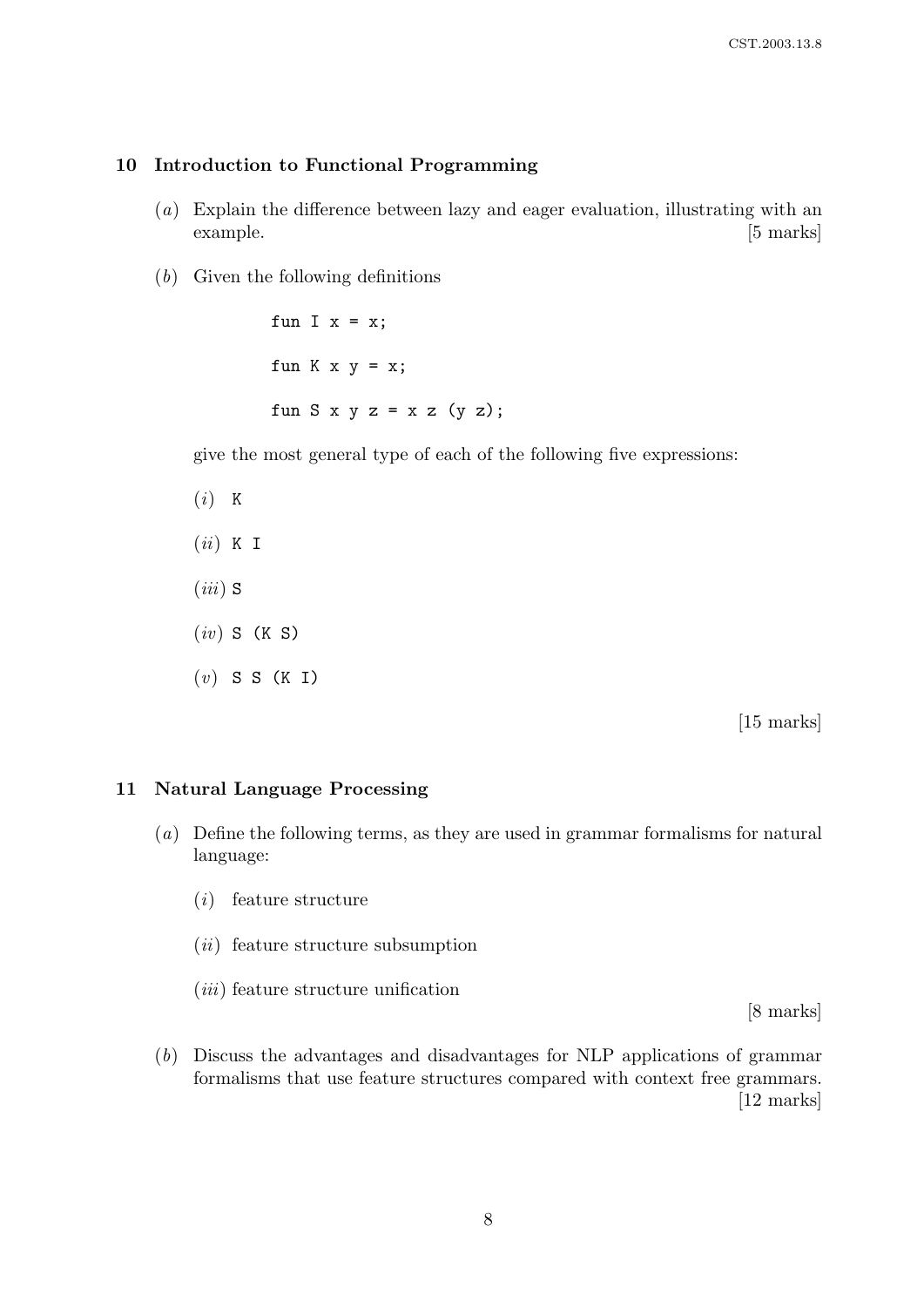## 10 Introduction to Functional Programming

(*a*) Explain the difference between lazy and eager evaluation, illustrating with an example. [5 marks]

(*b*) Given the following definitions

```
fun I x = x;

fun K x y = x;

fun S x y z = x z (y z);
```

give the most general type of each of the following five expressions:

(*i*) `K`

(*ii*) `K I`

(*iii*) `S`

(*iv*) `S (K S)`

(*v*) `S S (K I)`

[15 marks]

## 11 Natural Language Processing

(*a*) Define the following terms, as they are used in grammar formalisms for natural language:

(*i*) feature structure

(*ii*) feature structure subsumption

(*iii*) feature structure unification

[8 marks]

(*b*) Discuss the advantages and disadvantages for NLP applications of grammar formalisms that use feature structures compared with context free grammars. [12 marks]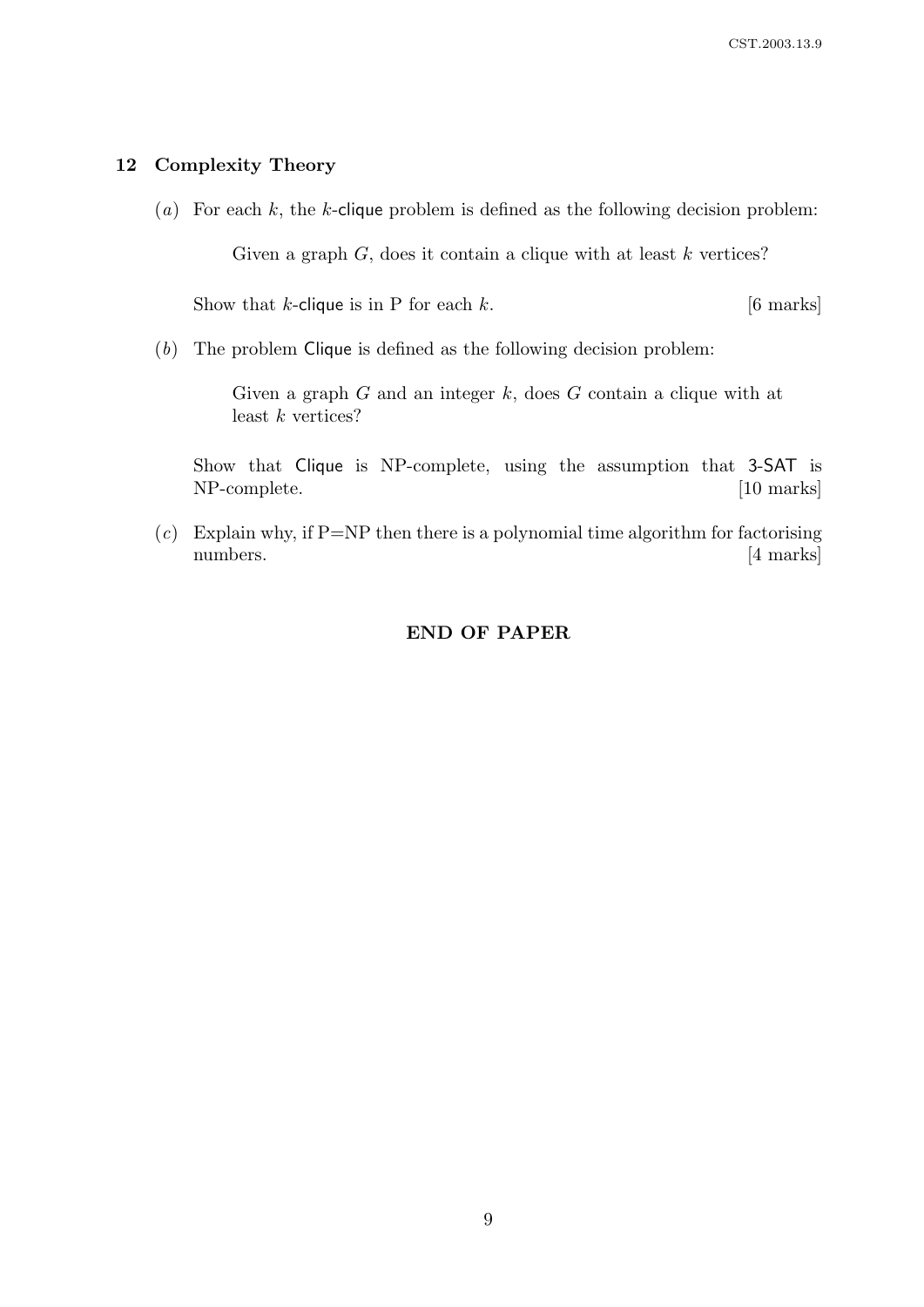## 12 Complexity Theory

(*a*) For each $k$, the $k$-clique problem is defined as the following decision problem:

> Given a graph $G$, does it contain a clique with at least $k$ vertices?

Show that $k$-clique is in P for each $k$. [6 marks]

(*b*) The problem Clique is defined as the following decision problem:

> Given a graph $G$ and an integer $k$, does $G$ contain a clique with at least $k$ vertices?

Show that Clique is NP-complete, using the assumption that 3-SAT is NP-complete. [10 marks]

(*c*) Explain why, if P=NP then there is a polynomial time algorithm for factorising numbers. [4 marks]

**END OF PAPER**